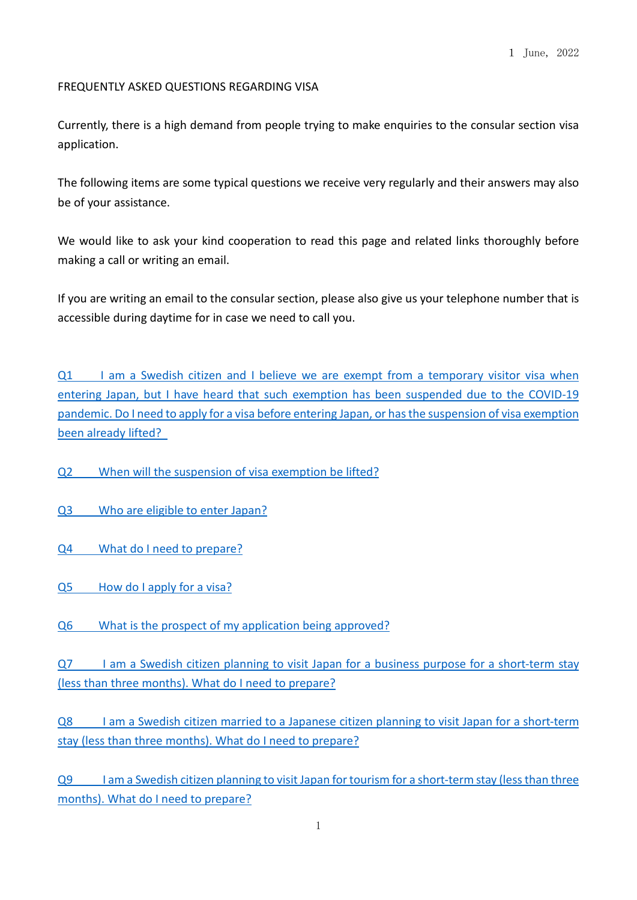1 June, 2022

FREQUENTLY ASKED QUESTIONS REGARDING VISA

Currently, there is a high demand from people trying to make enquiries to the consular section visa application.

The following items are some typical questions we receive very regularly and their answers may also be of your assistance.

We would like to ask your kind cooperation to read this page and related links thoroughly before making a call or writing an email.

If you are writing an email to the consular section, please also give us your telephone number that is accessible during daytime for in case we need to call you.

Q1 I am a Swedish citizen and I believe we are exempt from a temporary visitor visa when entering Japan, but I have heard that such exemption has been suspended due to the COVID-19 pandemic. Do I need to apply for a visa before entering Japan, or has the suspension of visa exemption been already lifted?

Q2 When will the suspension of visa exemption be lifted?

Q3 Who are eligible to enter Japan?

Q4 What do I need to prepare?

Q5 How do I apply for a visa?

Q6 What is the prospect of my application being approved?

Q7 I am a Swedish citizen planning to visit Japan for a business purpose for a short-term stay (less than three months). What do I need to prepare?

Q8 I am a Swedish citizen married to a Japanese citizen planning to visit Japan for a short-term stay (less than three months). What do I need to prepare?

Q9 I am a Swedish citizen planning to visit Japan for tourism for a short-term stay (less than three months). What do I need to prepare?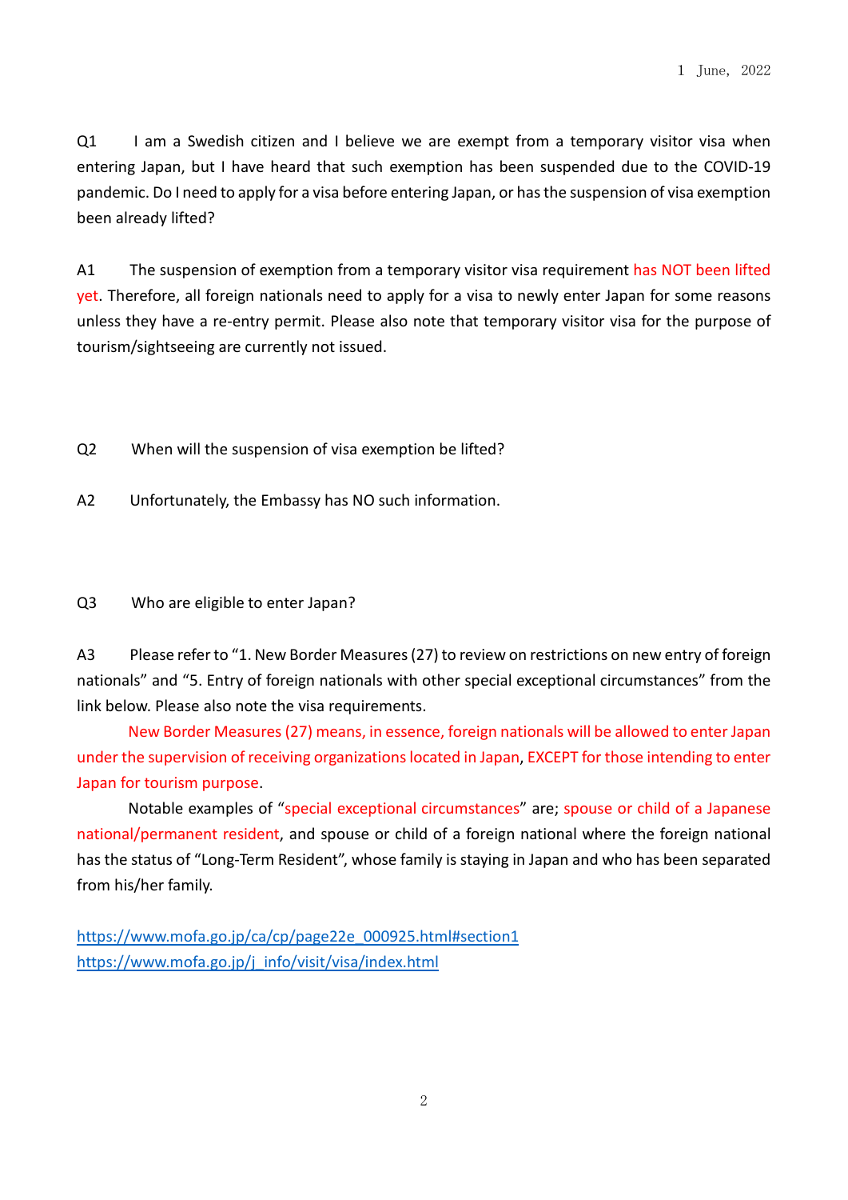1 June, 2022

Q1 I am a Swedish citizen and I believe we are exempt from a temporary visitor visa when entering Japan, but I have heard that such exemption has been suspended due to the COVID-19 pandemic. Do I need to apply for a visa before entering Japan, or has the suspension of visa exemption been already lifted?

A1 The suspension of exemption from a temporary visitor visa requirement has NOT been lifted yet. Therefore, all foreign nationals need to apply for a visa to newly enter Japan for some reasons unless they have a re-entry permit. Please also note that temporary visitor visa for the purpose of tourism/sightseeing are currently not issued.

Q2 When will the suspension of visa exemption be lifted?

A2 Unfortunately, the Embassy has NO such information.

Q3 Who are eligible to enter Japan?

A3 Please refer to "1. New Border Measures (27) to review on restrictions on new entry of foreign nationals" and "5. Entry of foreign nationals with other special exceptional circumstances" from the link below. Please also note the visa requirements.

New Border Measures (27) means, in essence, foreign nationals will be allowed to enter Japan under the supervision of receiving organizations located in Japan, EXCEPT for those intending to enter Japan for tourism purpose.

Notable examples of "special exceptional circumstances" are; spouse or child of a Japanese national/permanent resident, and spouse or child of a foreign national where the foreign national has the status of "Long-Term Resident", whose family is staying in Japan and who has been separated from his/her family.

https://www.mofa.go.jp/ca/cp/page22e_000925.html#section1
https://www.mofa.go.jp/j_info/visit/visa/index.html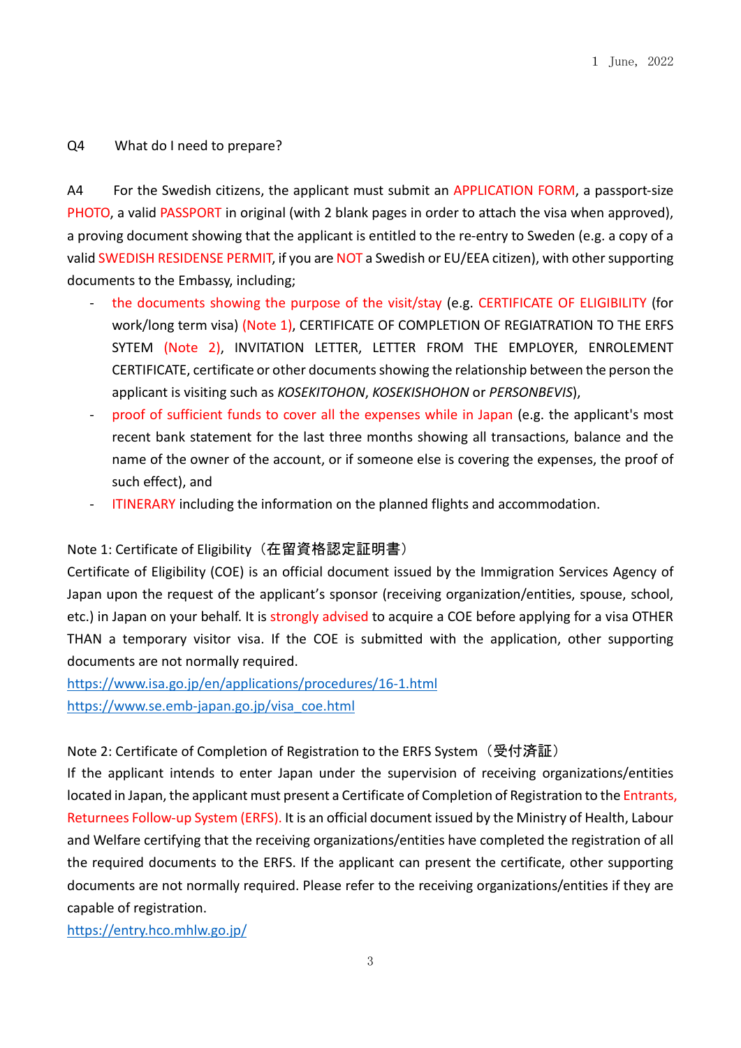1 June, 2022

Q4 What do I need to prepare?

A4 For the Swedish citizens, the applicant must submit an APPLICATION FORM, a passport-size PHOTO, a valid PASSPORT in original (with 2 blank pages in order to attach the visa when approved), a proving document showing that the applicant is entitled to the re-entry to Sweden (e.g. a copy of a valid SWEDISH RESIDENSE PERMIT, if you are NOT a Swedish or EU/EEA citizen), with other supporting documents to the Embassy, including;

- the documents showing the purpose of the visit/stay (e.g. CERTIFICATE OF ELIGIBILITY (for work/long term visa) (Note 1), CERTIFICATE OF COMPLETION OF REGIATRATION TO THE ERFS SYTEM (Note 2), INVITATION LETTER, LETTER FROM THE EMPLOYER, ENROLEMENT CERTIFICATE, certificate or other documents showing the relationship between the person the applicant is visiting such as *KOSEKITOHON*, *KOSEKISHOHON* or *PERSONBEVIS*),
- proof of sufficient funds to cover all the expenses while in Japan (e.g. the applicant's most recent bank statement for the last three months showing all transactions, balance and the name of the owner of the account, or if someone else is covering the expenses, the proof of such effect), and
- ITINERARY including the information on the planned flights and accommodation.

Note 1: Certificate of Eligibility（在留資格認定証明書）

Certificate of Eligibility (COE) is an official document issued by the Immigration Services Agency of Japan upon the request of the applicant's sponsor (receiving organization/entities, spouse, school, etc.) in Japan on your behalf. It is strongly advised to acquire a COE before applying for a visa OTHER THAN a temporary visitor visa. If the COE is submitted with the application, other supporting documents are not normally required.

https://www.isa.go.jp/en/applications/procedures/16-1.html

https://www.se.emb-japan.go.jp/visa_coe.html

Note 2: Certificate of Completion of Registration to the ERFS System（受付済証）

If the applicant intends to enter Japan under the supervision of receiving organizations/entities located in Japan, the applicant must present a Certificate of Completion of Registration to the Entrants, Returnees Follow-up System (ERFS). It is an official document issued by the Ministry of Health, Labour and Welfare certifying that the receiving organizations/entities have completed the registration of all the required documents to the ERFS. If the applicant can present the certificate, other supporting documents are not normally required. Please refer to the receiving organizations/entities if they are capable of registration.

https://entry.hco.mhlw.go.jp/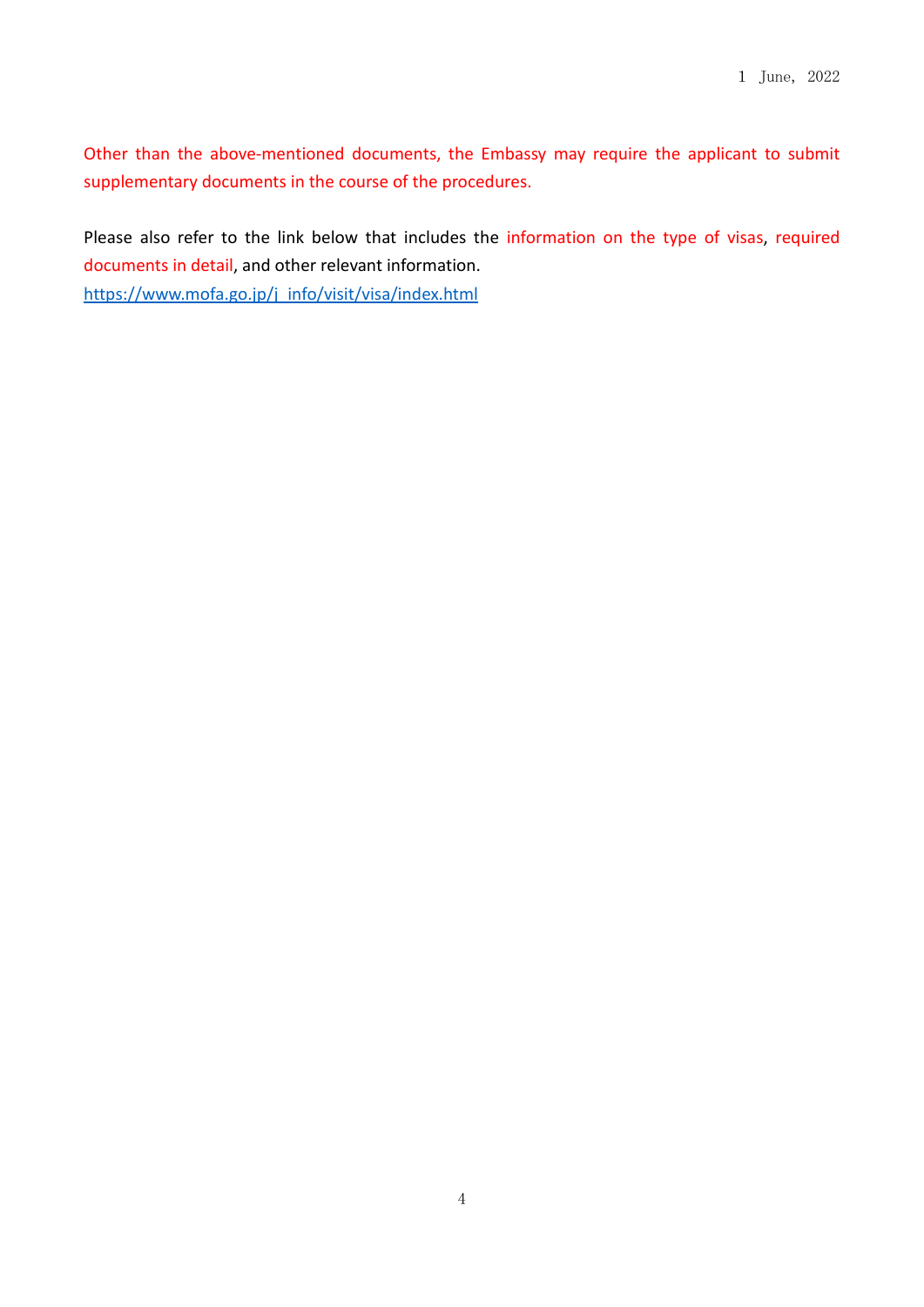1 June, 2022

Other than the above-mentioned documents, the Embassy may require the applicant to submit supplementary documents in the course of the procedures.

Please also refer to the link below that includes the information on the type of visas, required documents in detail, and other relevant information.

https://www.mofa.go.jp/j_info/visit/visa/index.html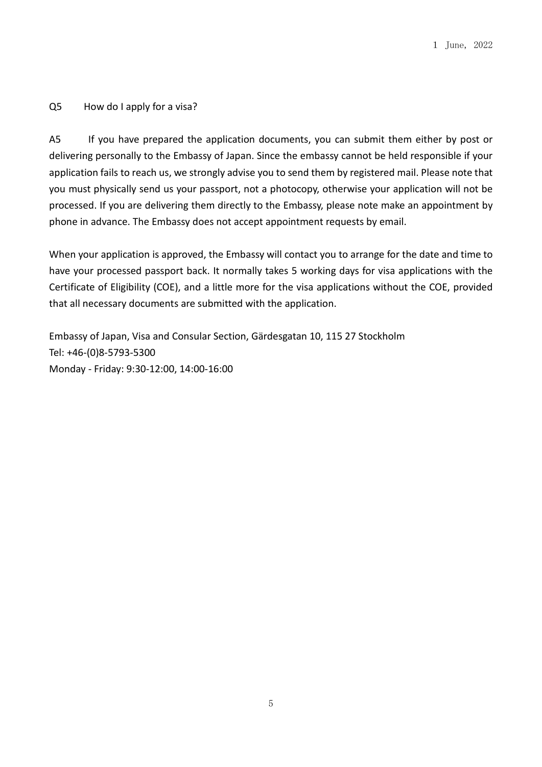1 June, 2022

Q5 How do I apply for a visa?

A5 If you have prepared the application documents, you can submit them either by post or delivering personally to the Embassy of Japan. Since the embassy cannot be held responsible if your application fails to reach us, we strongly advise you to send them by registered mail. Please note that you must physically send us your passport, not a photocopy, otherwise your application will not be processed. If you are delivering them directly to the Embassy, please note make an appointment by phone in advance. The Embassy does not accept appointment requests by email.

When your application is approved, the Embassy will contact you to arrange for the date and time to have your processed passport back. It normally takes 5 working days for visa applications with the Certificate of Eligibility (COE), and a little more for the visa applications without the COE, provided that all necessary documents are submitted with the application.

Embassy of Japan, Visa and Consular Section, Gärdesgatan 10, 115 27 Stockholm  
Tel: +46-(0)8-5793-5300  
Monday - Friday: 9:30-12:00, 14:00-16:00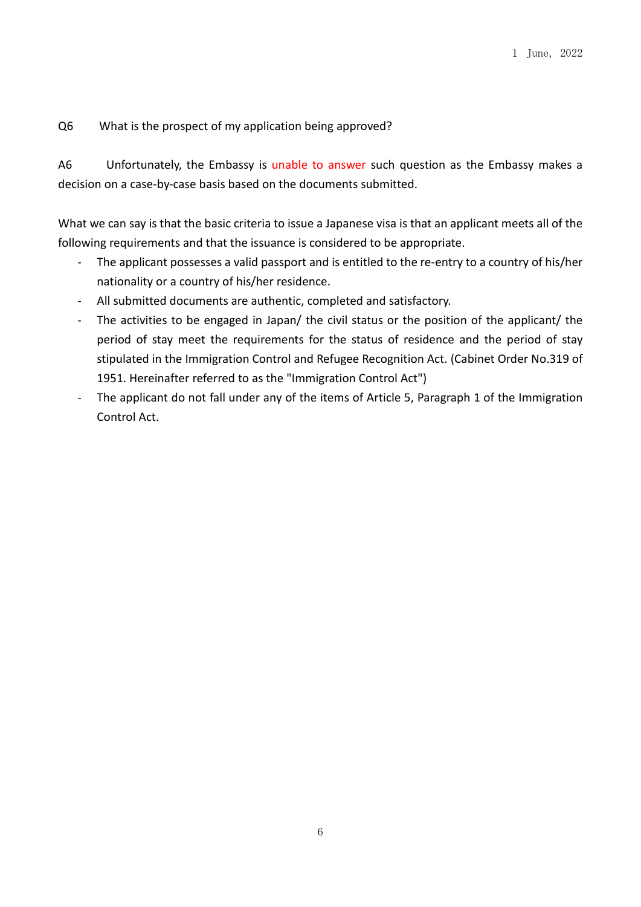1 June, 2022

Q6 What is the prospect of my application being approved?

A6 Unfortunately, the Embassy is unable to answer such question as the Embassy makes a decision on a case-by-case basis based on the documents submitted.

What we can say is that the basic criteria to issue a Japanese visa is that an applicant meets all of the following requirements and that the issuance is considered to be appropriate.

- The applicant possesses a valid passport and is entitled to the re-entry to a country of his/her nationality or a country of his/her residence.
- All submitted documents are authentic, completed and satisfactory.
- The activities to be engaged in Japan/ the civil status or the position of the applicant/ the period of stay meet the requirements for the status of residence and the period of stay stipulated in the Immigration Control and Refugee Recognition Act. (Cabinet Order No.319 of 1951. Hereinafter referred to as the "Immigration Control Act")
- The applicant do not fall under any of the items of Article 5, Paragraph 1 of the Immigration Control Act.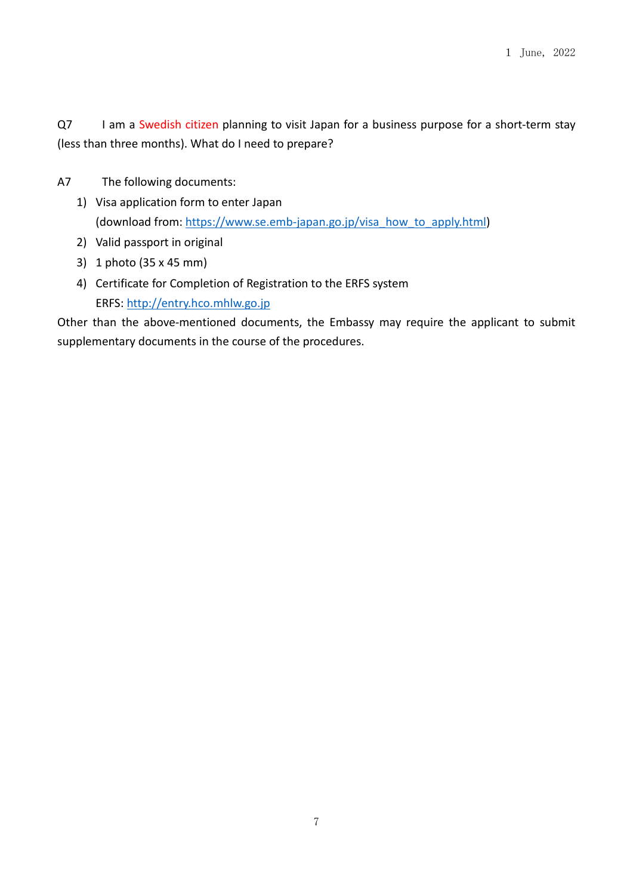1 June, 2022

Q7 I am a Swedish citizen planning to visit Japan for a business purpose for a short-term stay (less than three months). What do I need to prepare?

A7 The following documents:

1) Visa application form to enter Japan
   (download from: https://www.se.emb-japan.go.jp/visa_how_to_apply.html)
2) Valid passport in original
3) 1 photo (35 x 45 mm)
4) Certificate for Completion of Registration to the ERFS system
   ERFS: http://entry.hco.mhlw.go.jp

Other than the above-mentioned documents, the Embassy may require the applicant to submit supplementary documents in the course of the procedures.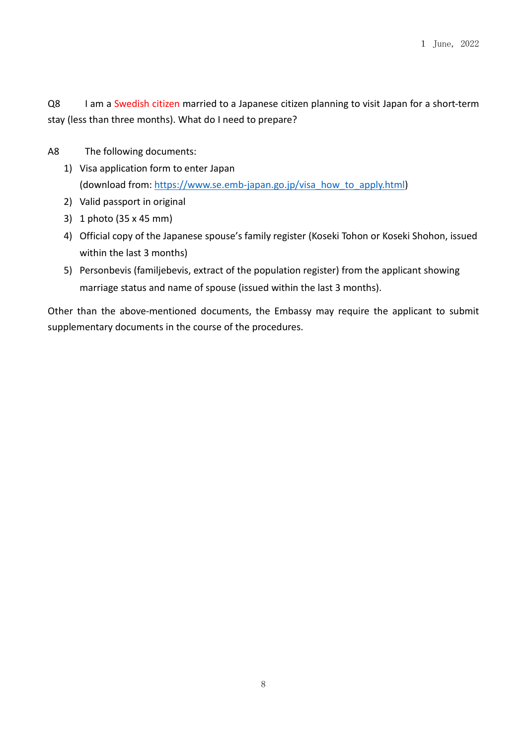1 June, 2022

Q8 I am a Swedish citizen married to a Japanese citizen planning to visit Japan for a short-term stay (less than three months). What do I need to prepare?

A8 The following documents:

1) Visa application form to enter Japan
   (download from: https://www.se.emb-japan.go.jp/visa_how_to_apply.html)
2) Valid passport in original
3) 1 photo (35 x 45 mm)
4) Official copy of the Japanese spouse's family register (Koseki Tohon or Koseki Shohon, issued within the last 3 months)
5) Personbevis (familjebevis, extract of the population register) from the applicant showing marriage status and name of spouse (issued within the last 3 months).

Other than the above-mentioned documents, the Embassy may require the applicant to submit supplementary documents in the course of the procedures.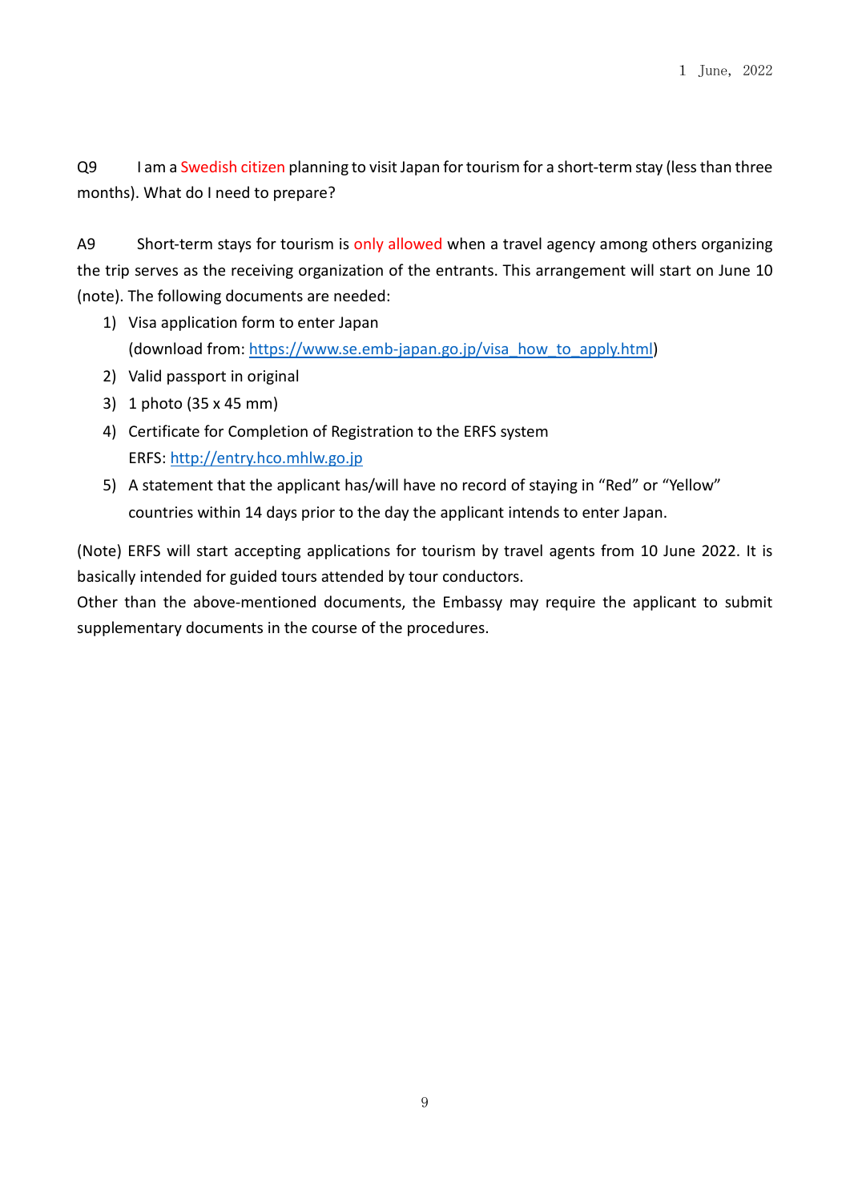1 June, 2022

Q9 I am a Swedish citizen planning to visit Japan for tourism for a short-term stay (less than three months). What do I need to prepare?

A9 Short-term stays for tourism is only allowed when a travel agency among others organizing the trip serves as the receiving organization of the entrants. This arrangement will start on June 10 (note). The following documents are needed:

1) Visa application form to enter Japan
   (download from: https://www.se.emb-japan.go.jp/visa_how_to_apply.html)
2) Valid passport in original
3) 1 photo (35 x 45 mm)
4) Certificate for Completion of Registration to the ERFS system
   ERFS: http://entry.hco.mhlw.go.jp
5) A statement that the applicant has/will have no record of staying in "Red" or "Yellow" countries within 14 days prior to the day the applicant intends to enter Japan.

(Note) ERFS will start accepting applications for tourism by travel agents from 10 June 2022. It is basically intended for guided tours attended by tour conductors.
Other than the above-mentioned documents, the Embassy may require the applicant to submit supplementary documents in the course of the procedures.